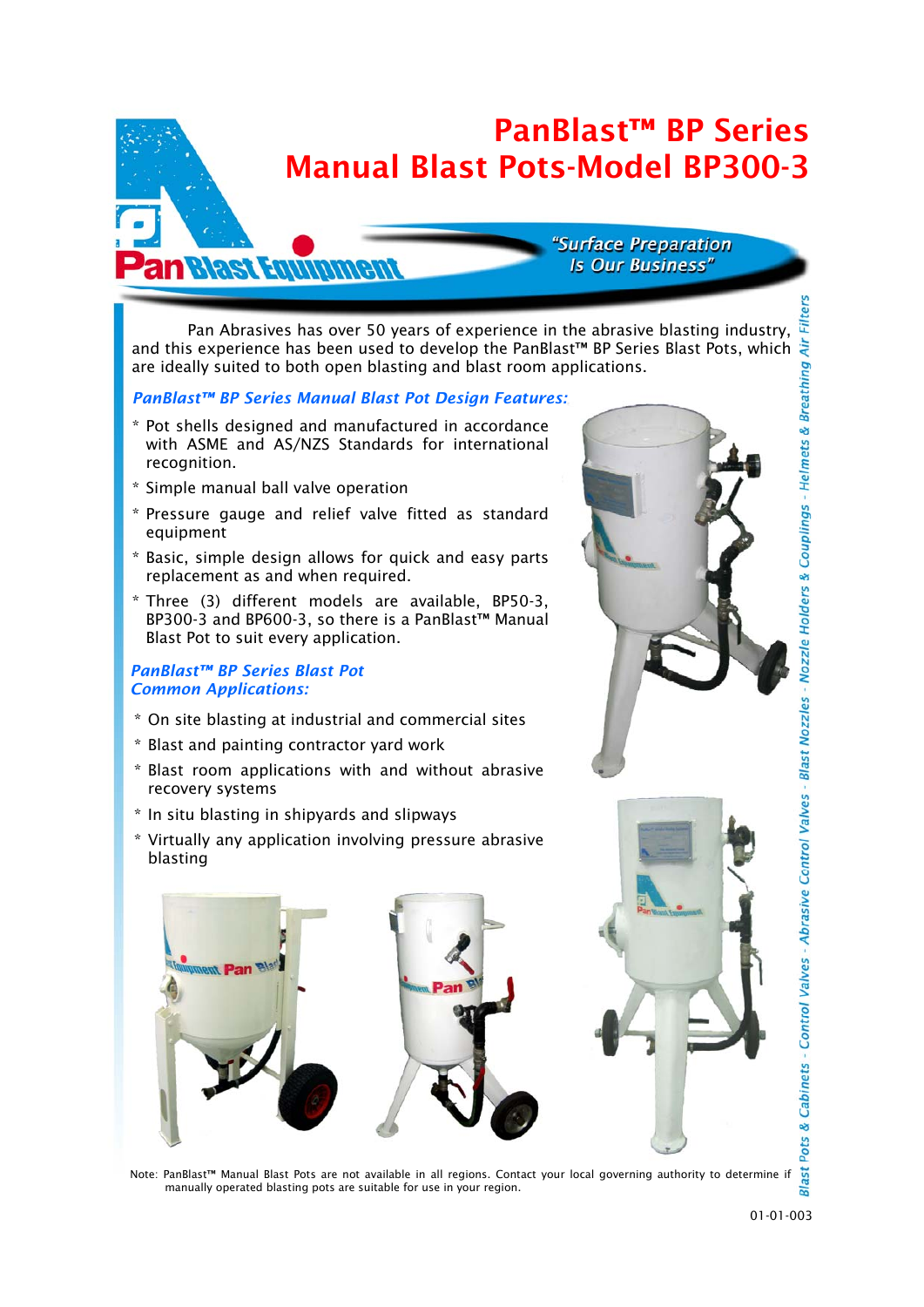# PanBlast™ BP Series Manual Blast Pots-Model BP300-3

PanBlast Equipment

*"Surface Preparation Is Our Business"*

Pan Abrasives has over 50 years of experience in the abrasive blasting industry, and this experience has been used to develop the PanBlast™ BP Series Blast Pots, which are ideally suited to both open blasting and blast room applications.

### *PanBlast™ BP Series Manual Blast Pot Design Features:*

* Pot shells designed and manufactured in accordance with ASME and AS/NZS Standards for international recognition.
* Simple manual ball valve operation
* Pressure gauge and relief valve fitted as standard equipment
* Basic, simple design allows for quick and easy parts replacement as and when required.
* Three (3) different models are available, BP50-3, BP300-3 and BP600-3, so there is a PanBlast™ Manual Blast Pot to suit every application.

### *PanBlast™ BP Series Blast Pot Common Applications:*

* On site blasting at industrial and commercial sites
* Blast and painting contractor yard work
* Blast room applications with and without abrasive recovery systems
* In situ blasting in shipyards and slipways
* Virtually any application involving pressure abrasive blasting

Note: PanBlast™ Manual Blast Pots are not available in all regions. Contact your local governing authority to determine if manually operated blasting pots are suitable for use in your region.

*Blast Pots & Cabinets - Control Valves - Abrasive Control Valves - Blast Nozzles - Nozzle Holders & Couplings - Helmets & Breathing Air Filters*

01-01-003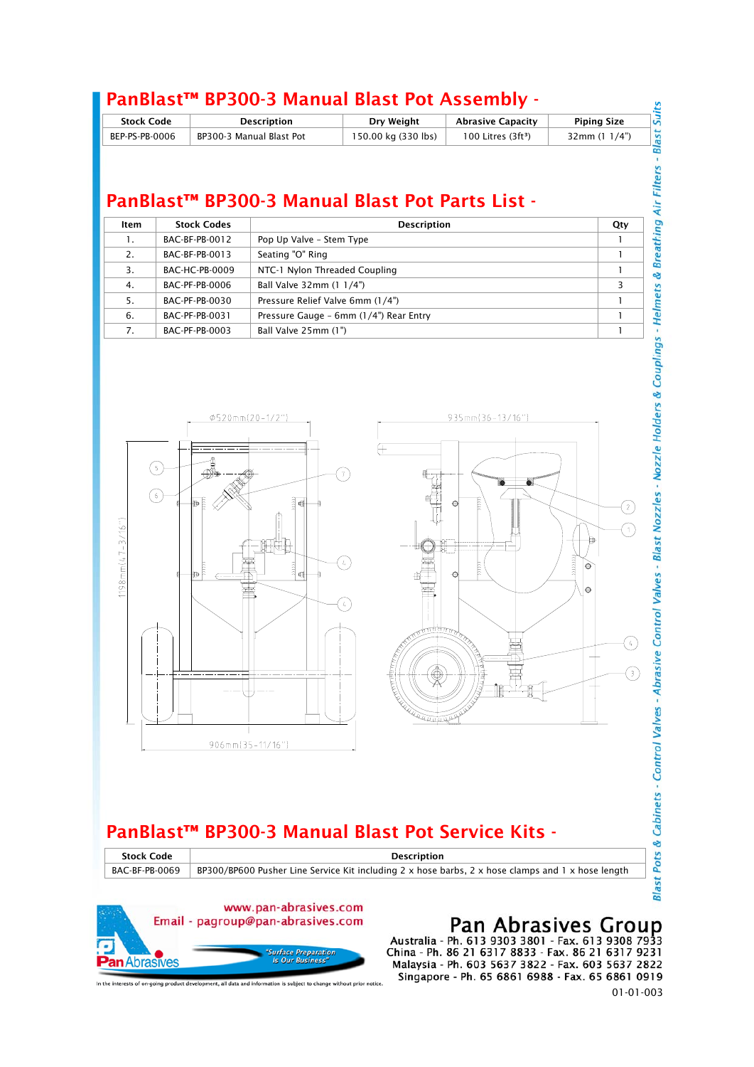## PanBlast™ BP300-3 Manual Blast Pot Assembly -

| Stock Code | Description | Dry Weight | Abrasive Capacity | Piping Size |
|---|---|---|---|---|
| BEP-PS-PB-0006 | BP300-3 Manual Blast Pot | 150.00 kg (330 lbs) | 100 Litres (3ft³) | 32mm (1 1/4") |

## PanBlast™ BP300-3 Manual Blast Pot Parts List -

| Item | Stock Codes | Description | Qty |
|---|---|---|---|
| 1. | BAC-BF-PB-0012 | Pop Up Valve - Stem Type | 1 |
| 2. | BAC-BF-PB-0013 | Seating "O" Ring | 1 |
| 3. | BAC-HC-PB-0009 | NTC-1 Nylon Threaded Coupling | 1 |
| 4. | BAC-PF-PB-0006 | Ball Valve 32mm (1 1/4") | 3 |
| 5. | BAC-PF-PB-0030 | Pressure Relief Valve 6mm (1/4") | 1 |
| 6. | BAC-PF-PB-0031 | Pressure Gauge - 6mm (1/4") Rear Entry | 1 |
| 7. | BAC-PF-PB-0003 | Ball Valve 25mm (1") | 1 |

ϕ520mm(20-1/2")

935mm(36-13/16")

1198mm(47-3/16")

906mm(35-11/16")

1 2 3 4 5 6 7

## PanBlast™ BP300-3 Manual Blast Pot Service Kits -

| Stock Code | Description |
|---|---|
| BAC-BF-PB-0069 | BP300/BP600 Pusher Line Service Kit including 2 x hose barbs, 2 x hose clamps and 1 x hose length |

Blast Pots & Cabinets - Control Valves - Abrasive Control Valves - Blast Nozzles - Nozzle Holders & Couplings - Helmets & Breathing Air Filters - Blast Suits

www.pan-abrasives.com
Email - pagroup@pan-abrasives.com

Pan Abrasives
"Surface Preparation is Our Business"

In the interests of on-going product development, all data and information is subject to change without prior notice.

**Pan Abrasives Group**
Australia - Ph. 613 9303 3801 - Fax. 613 9308 7933
China - Ph. 86 21 6317 8833 - Fax. 86 21 6317 9231
Malaysia - Ph. 603 5637 3822 - Fax. 603 5637 2822
Singapore - Ph. 65 6861 6988 - Fax. 65 6861 0919

01-01-003